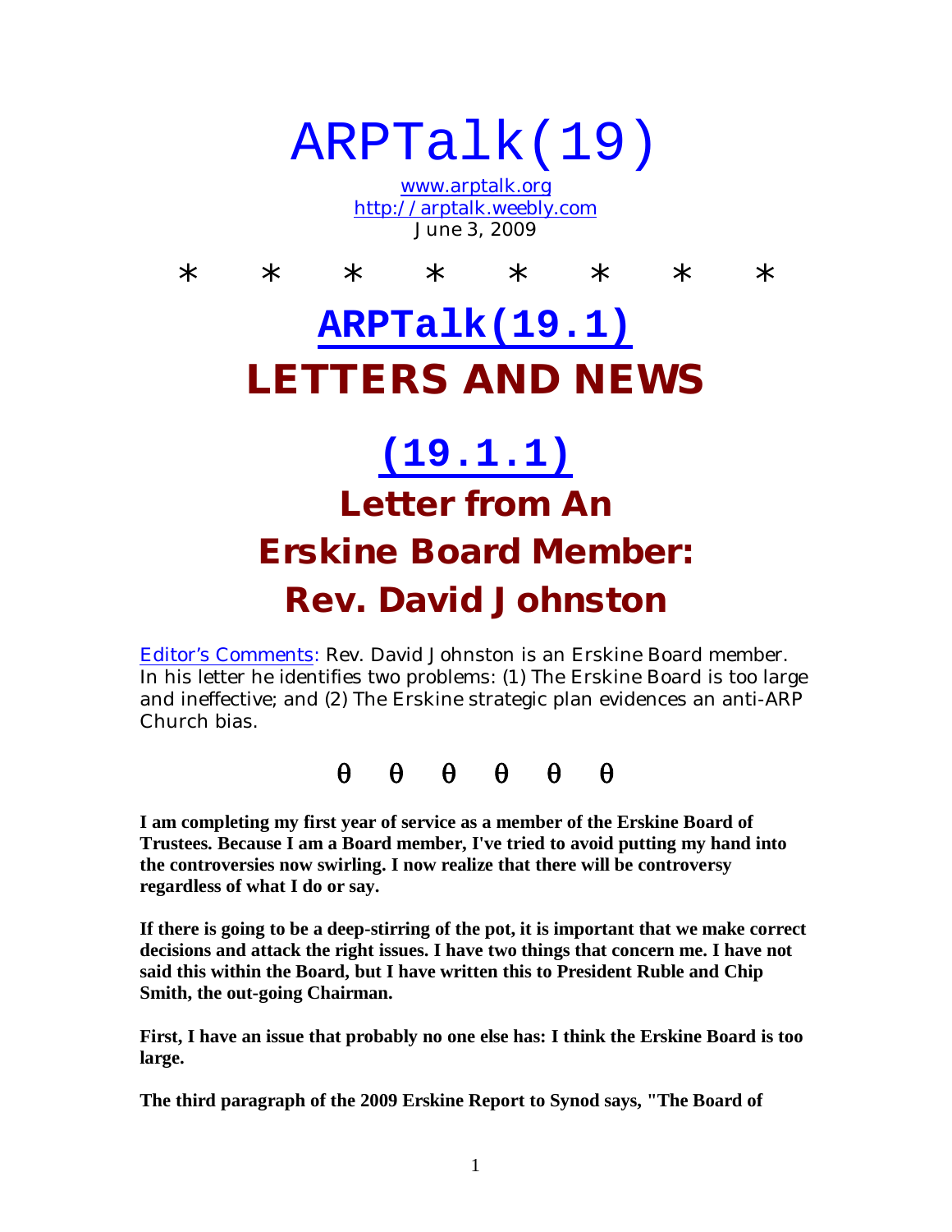# ARPTalk(19)

www.arptalk.org
http://arptalk.weebly.com
June 3, 2009

\*       \*       \*       \*       \*       \*       \*       \*

# ARPTalk(19.1)
# LETTERS AND NEWS

## (19.1.1)
## Letter from An Erskine Board Member: Rev. David Johnston

Editor's Comments: Rev. David Johnston is an Erskine Board member. In his letter he identifies two problems: (1) The Erskine Board is too large and ineffective; and (2) The Erskine strategic plan evidences an anti-ARP Church bias.

θ   θ   θ   θ   θ   θ

**I am completing my first year of service as a member of the Erskine Board of Trustees. Because I am a Board member, I've tried to avoid putting my hand into the controversies now swirling. I now realize that there will be controversy regardless of what I do or say.**

**If there is going to be a deep-stirring of the pot, it is important that we make correct decisions and attack the right issues. I have two things that concern me. I have not said this within the Board, but I have written this to President Ruble and Chip Smith, the out-going Chairman.**

**First, I have an issue that probably no one else has: I think the Erskine Board is too large.**

**The third paragraph of the 2009 Erskine Report to Synod says, "The Board of**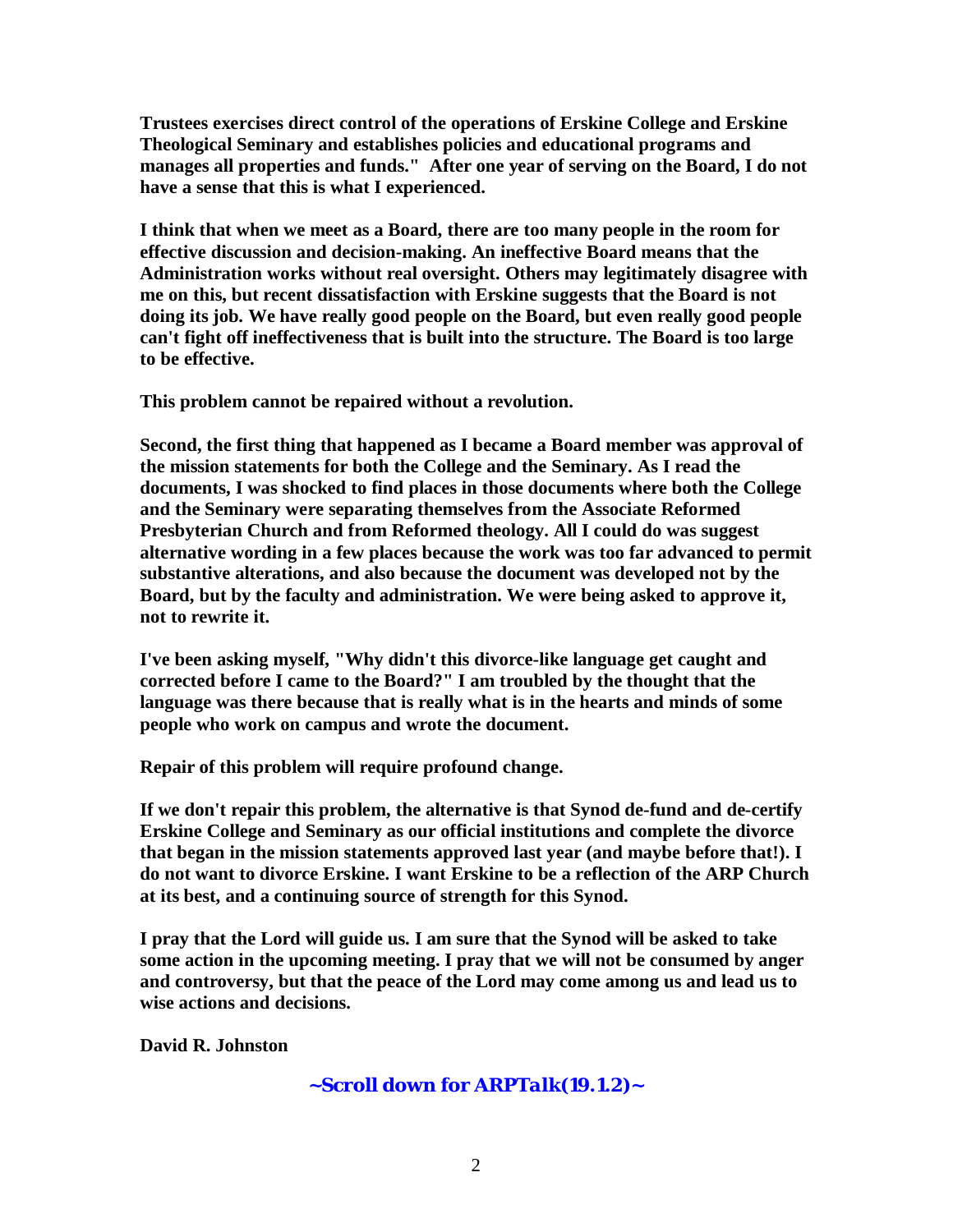**Trustees exercises direct control of the operations of Erskine College and Erskine Theological Seminary and establishes policies and educational programs and manages all properties and funds." After one year of serving on the Board, I do not have a sense that this is what I experienced.**

**I think that when we meet as a Board, there are too many people in the room for effective discussion and decision-making. An ineffective Board means that the Administration works without real oversight. Others may legitimately disagree with me on this, but recent dissatisfaction with Erskine suggests that the Board is not doing its job. We have really good people on the Board, but even really good people can't fight off ineffectiveness that is built into the structure. The Board is too large to be effective.**

**This problem cannot be repaired without a revolution.**

**Second, the first thing that happened as I became a Board member was approval of the mission statements for both the College and the Seminary. As I read the documents, I was shocked to find places in those documents where both the College and the Seminary were separating themselves from the Associate Reformed Presbyterian Church and from Reformed theology. All I could do was suggest alternative wording in a few places because the work was too far advanced to permit substantive alterations, and also because the document was developed not by the Board, but by the faculty and administration. We were being asked to approve it, not to rewrite it.**

**I've been asking myself, "Why didn't this divorce-like language get caught and corrected before I came to the Board?" I am troubled by the thought that the language was there because that is really what is in the hearts and minds of some people who work on campus and wrote the document.**

**Repair of this problem will require profound change.**

**If we don't repair this problem, the alternative is that Synod de-fund and de-certify Erskine College and Seminary as our official institutions and complete the divorce that began in the mission statements approved last year (and maybe before that!). I do not want to divorce Erskine. I want Erskine to be a reflection of the ARP Church at its best, and a continuing source of strength for this Synod.**

**I pray that the Lord will guide us. I am sure that the Synod will be asked to take some action in the upcoming meeting. I pray that we will not be consumed by anger and controversy, but that the peace of the Lord may come among us and lead us to wise actions and decisions.**

**David R. Johnston**

***~Scroll down for ARPTalk(19.1.2)~***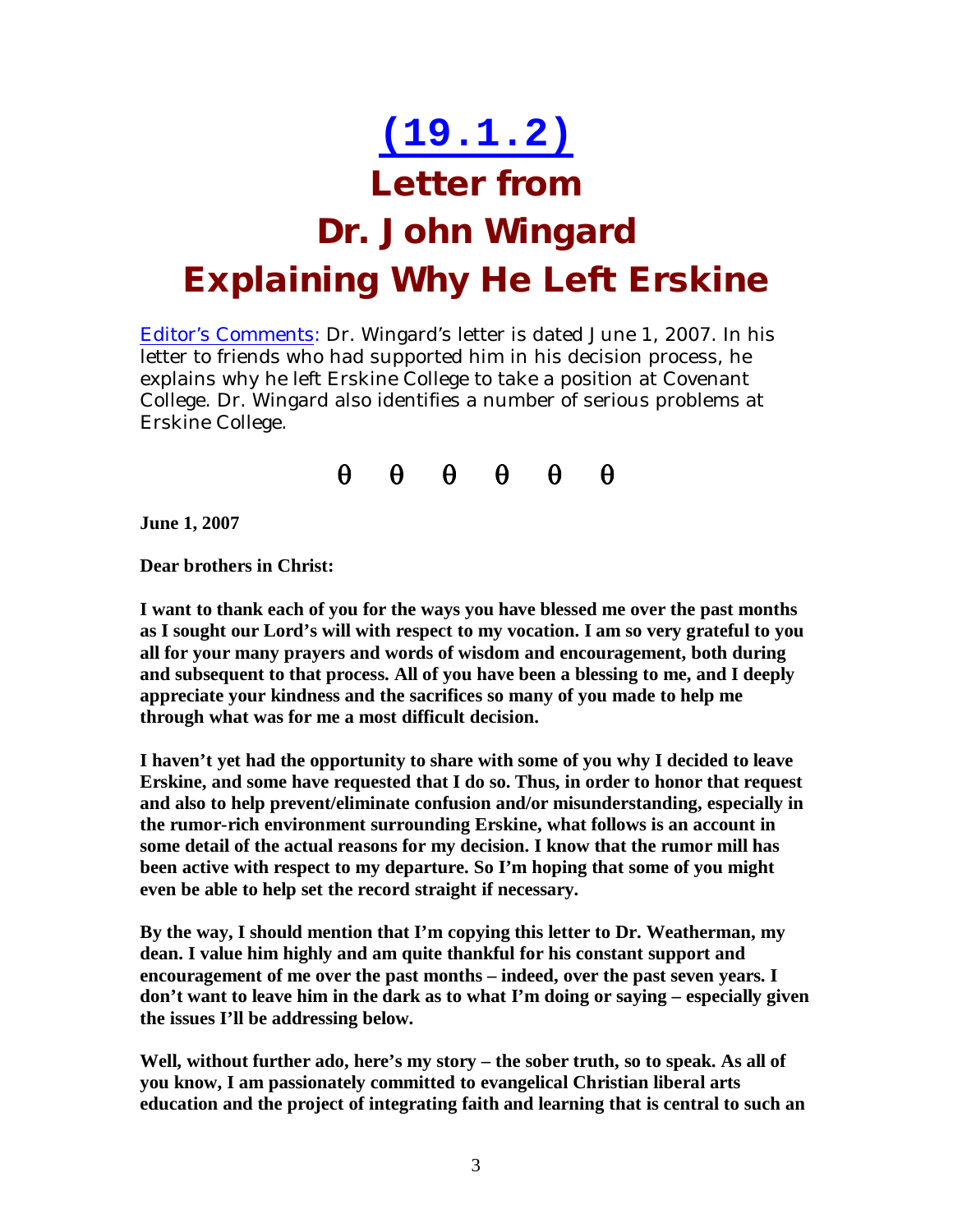# (19.1.2)

# Letter from Dr. John Wingard Explaining Why He Left Erskine

Editor's Comments: Dr. Wingard's letter is dated June 1, 2007. In his letter to friends who had supported him in his decision process, he explains why he left Erskine College to take a position at Covenant College. Dr. Wingard also identifies a number of serious problems at Erskine College.

θ θ θ θ θ θ

**June 1, 2007**

**Dear brothers in Christ:**

**I want to thank each of you for the ways you have blessed me over the past months as I sought our Lord's will with respect to my vocation. I am so very grateful to you all for your many prayers and words of wisdom and encouragement, both during and subsequent to that process. All of you have been a blessing to me, and I deeply appreciate your kindness and the sacrifices so many of you made to help me through what was for me a most difficult decision.**

**I haven't yet had the opportunity to share with some of you why I decided to leave Erskine, and some have requested that I do so. Thus, in order to honor that request and also to help prevent/eliminate confusion and/or misunderstanding, especially in the rumor-rich environment surrounding Erskine, what follows is an account in some detail of the actual reasons for my decision. I know that the rumor mill has been active with respect to my departure. So I'm hoping that some of you might even be able to help set the record straight if necessary.**

**By the way, I should mention that I'm copying this letter to Dr. Weatherman, my dean. I value him highly and am quite thankful for his constant support and encouragement of me over the past months – indeed, over the past seven years. I don't want to leave him in the dark as to what I'm doing or saying – especially given the issues I'll be addressing below.**

**Well, without further ado, here's my story – the sober truth, so to speak. As all of you know, I am passionately committed to evangelical Christian liberal arts education and the project of integrating faith and learning that is central to such an**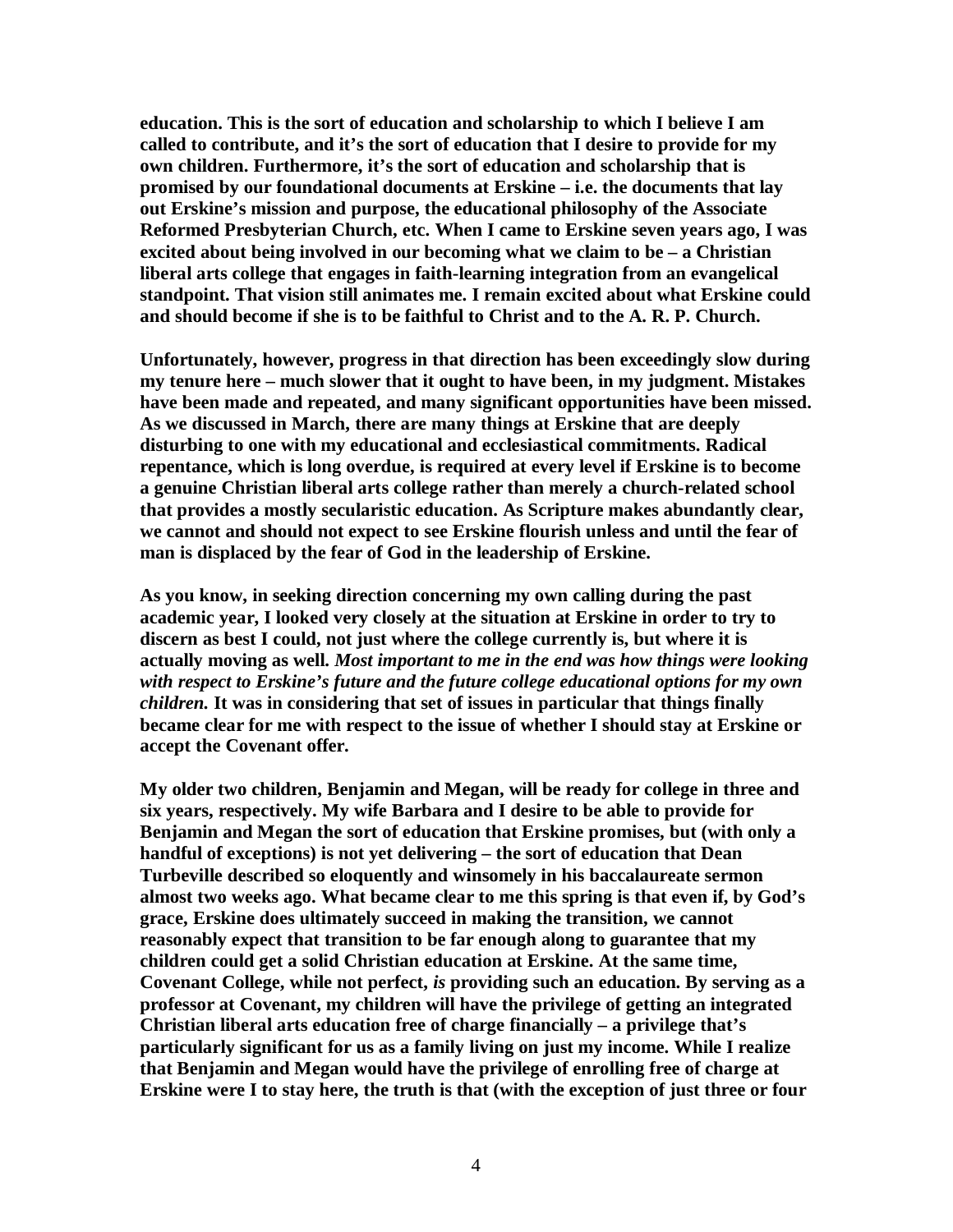**education. This is the sort of education and scholarship to which I believe I am called to contribute, and it's the sort of education that I desire to provide for my own children. Furthermore, it's the sort of education and scholarship that is promised by our foundational documents at Erskine – i.e. the documents that lay out Erskine's mission and purpose, the educational philosophy of the Associate Reformed Presbyterian Church, etc. When I came to Erskine seven years ago, I was excited about being involved in our becoming what we claim to be – a Christian liberal arts college that engages in faith-learning integration from an evangelical standpoint. That vision still animates me. I remain excited about what Erskine could and should become if she is to be faithful to Christ and to the A. R. P. Church.**

**Unfortunately, however, progress in that direction has been exceedingly slow during my tenure here – much slower that it ought to have been, in my judgment. Mistakes have been made and repeated, and many significant opportunities have been missed. As we discussed in March, there are many things at Erskine that are deeply disturbing to one with my educational and ecclesiastical commitments. Radical repentance, which is long overdue, is required at every level if Erskine is to become a genuine Christian liberal arts college rather than merely a church-related school that provides a mostly secularistic education. As Scripture makes abundantly clear, we cannot and should not expect to see Erskine flourish unless and until the fear of man is displaced by the fear of God in the leadership of Erskine.**

**As you know, in seeking direction concerning my own calling during the past academic year, I looked very closely at the situation at Erskine in order to try to discern as best I could, not just where the college currently is, but where it is actually moving as well. *Most important to me in the end was how things were looking with respect to Erskine's future and the future college educational options for my own children.* It was in considering that set of issues in particular that things finally became clear for me with respect to the issue of whether I should stay at Erskine or accept the Covenant offer.**

**My older two children, Benjamin and Megan, will be ready for college in three and six years, respectively. My wife Barbara and I desire to be able to provide for Benjamin and Megan the sort of education that Erskine promises, but (with only a handful of exceptions) is not yet delivering – the sort of education that Dean Turbeville described so eloquently and winsomely in his baccalaureate sermon almost two weeks ago. What became clear to me this spring is that even if, by God's grace, Erskine does ultimately succeed in making the transition, we cannot reasonably expect that transition to be far enough along to guarantee that my children could get a solid Christian education at Erskine. At the same time, Covenant College, while not perfect, *is* providing such an education. By serving as a professor at Covenant, my children will have the privilege of getting an integrated Christian liberal arts education free of charge financially – a privilege that's particularly significant for us as a family living on just my income. While I realize that Benjamin and Megan would have the privilege of enrolling free of charge at Erskine were I to stay here, the truth is that (with the exception of just three or four**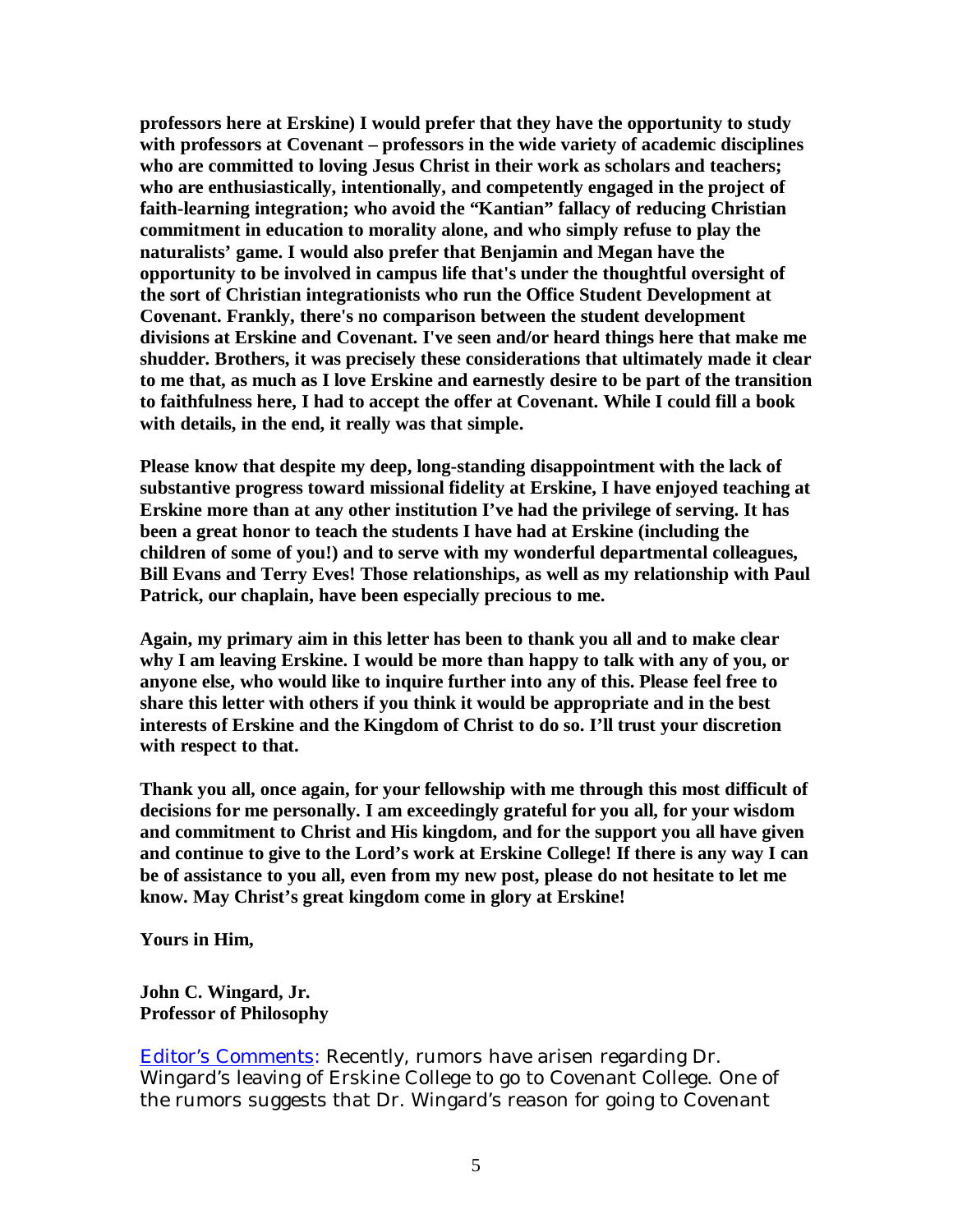**professors here at Erskine) I would prefer that they have the opportunity to study with professors at Covenant – professors in the wide variety of academic disciplines who are committed to loving Jesus Christ in their work as scholars and teachers; who are enthusiastically, intentionally, and competently engaged in the project of faith-learning integration; who avoid the "Kantian" fallacy of reducing Christian commitment in education to morality alone, and who simply refuse to play the naturalists' game. I would also prefer that Benjamin and Megan have the opportunity to be involved in campus life that's under the thoughtful oversight of the sort of Christian integrationists who run the Office Student Development at Covenant. Frankly, there's no comparison between the student development divisions at Erskine and Covenant. I've seen and/or heard things here that make me shudder. Brothers, it was precisely these considerations that ultimately made it clear to me that, as much as I love Erskine and earnestly desire to be part of the transition to faithfulness here, I had to accept the offer at Covenant. While I could fill a book with details, in the end, it really was that simple.**

**Please know that despite my deep, long-standing disappointment with the lack of substantive progress toward missional fidelity at Erskine, I have enjoyed teaching at Erskine more than at any other institution I've had the privilege of serving. It has been a great honor to teach the students I have had at Erskine (including the children of some of you!) and to serve with my wonderful departmental colleagues, Bill Evans and Terry Eves! Those relationships, as well as my relationship with Paul Patrick, our chaplain, have been especially precious to me.**

**Again, my primary aim in this letter has been to thank you all and to make clear why I am leaving Erskine. I would be more than happy to talk with any of you, or anyone else, who would like to inquire further into any of this. Please feel free to share this letter with others if you think it would be appropriate and in the best interests of Erskine and the Kingdom of Christ to do so. I'll trust your discretion with respect to that.**

**Thank you all, once again, for your fellowship with me through this most difficult of decisions for me personally. I am exceedingly grateful for you all, for your wisdom and commitment to Christ and His kingdom, and for the support you all have given and continue to give to the Lord's work at Erskine College! If there is any way I can be of assistance to you all, even from my new post, please do not hesitate to let me know. May Christ's great kingdom come in glory at Erskine!**

**Yours in Him,**

**John C. Wingard, Jr.**
**Professor of Philosophy**

Editor's Comments: Recently, rumors have arisen regarding Dr. Wingard's leaving of Erskine College to go to Covenant College. One of the rumors suggests that Dr. Wingard's reason for going to Covenant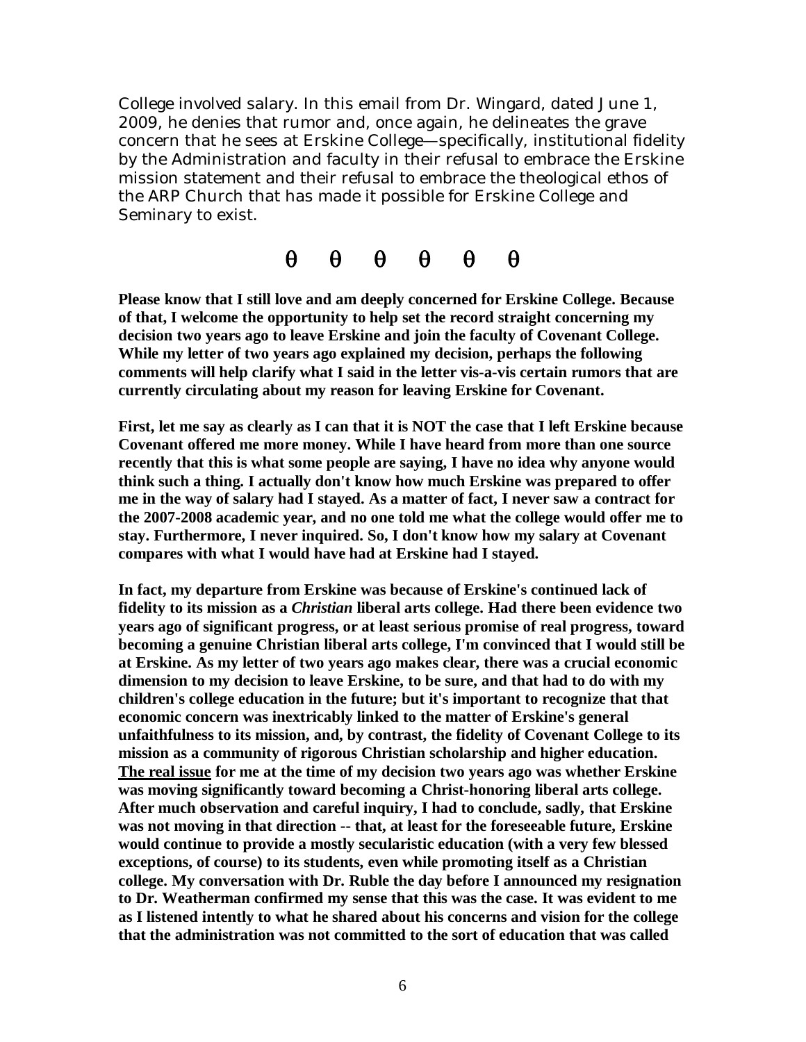College involved salary. In this email from Dr. Wingard, dated June 1, 2009, he denies that rumor and, once again, he delineates the grave concern that he sees at Erskine College—specifically, institutional fidelity by the Administration and faculty in their refusal to embrace the Erskine mission statement and their refusal to embrace the theological ethos of the ARP Church that has made it possible for Erskine College and Seminary to exist.

θ θ θ θ θ θ

**Please know that I still love and am deeply concerned for Erskine College. Because of that, I welcome the opportunity to help set the record straight concerning my decision two years ago to leave Erskine and join the faculty of Covenant College. While my letter of two years ago explained my decision, perhaps the following comments will help clarify what I said in the letter vis-a-vis certain rumors that are currently circulating about my reason for leaving Erskine for Covenant.**

**First, let me say as clearly as I can that it is NOT the case that I left Erskine because Covenant offered me more money. While I have heard from more than one source recently that this is what some people are saying, I have no idea why anyone would think such a thing. I actually don't know how much Erskine was prepared to offer me in the way of salary had I stayed. As a matter of fact, I never saw a contract for the 2007-2008 academic year, and no one told me what the college would offer me to stay. Furthermore, I never inquired. So, I don't know how my salary at Covenant compares with what I would have had at Erskine had I stayed.**

**In fact, my departure from Erskine was because of Erskine's continued lack of fidelity to its mission as a *Christian* liberal arts college. Had there been evidence two years ago of significant progress, or at least serious promise of real progress, toward becoming a genuine Christian liberal arts college, I'm convinced that I would still be at Erskine. As my letter of two years ago makes clear, there was a crucial economic dimension to my decision to leave Erskine, to be sure, and that had to do with my children's college education in the future; but it's important to recognize that that economic concern was inextricably linked to the matter of Erskine's general unfaithfulness to its mission, and, by contrast, the fidelity of Covenant College to its mission as a community of rigorous Christian scholarship and higher education. <u>The real issue</u> for me at the time of my decision two years ago was whether Erskine was moving significantly toward becoming a Christ-honoring liberal arts college. After much observation and careful inquiry, I had to conclude, sadly, that Erskine was not moving in that direction -- that, at least for the foreseeable future, Erskine would continue to provide a mostly secularistic education (with a very few blessed exceptions, of course) to its students, even while promoting itself as a Christian college. My conversation with Dr. Ruble the day before I announced my resignation to Dr. Weatherman confirmed my sense that this was the case. It was evident to me as I listened intently to what he shared about his concerns and vision for the college that the administration was not committed to the sort of education that was called**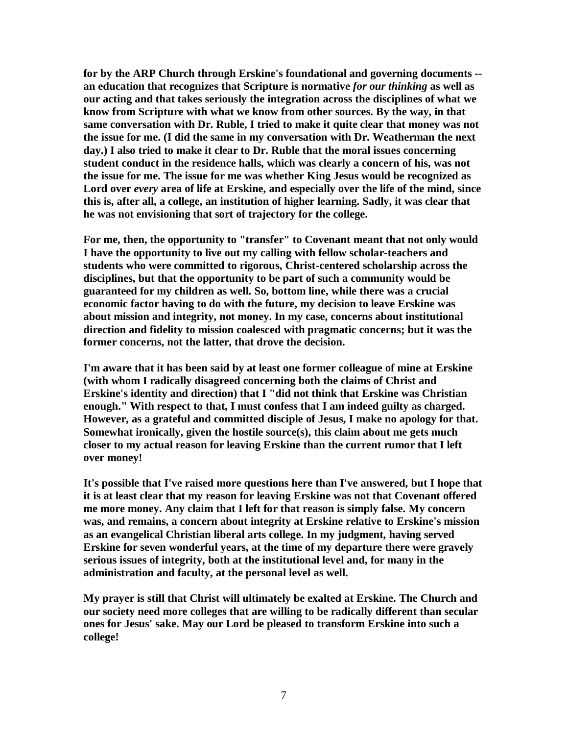**for by the ARP Church through Erskine's foundational and governing documents -- an education that recognizes that Scripture is normative *for our thinking* as well as our acting and that takes seriously the integration across the disciplines of what we know from Scripture with what we know from other sources. By the way, in that same conversation with Dr. Ruble, I tried to make it quite clear that money was not the issue for me. (I did the same in my conversation with Dr. Weatherman the next day.) I also tried to make it clear to Dr. Ruble that the moral issues concerning student conduct in the residence halls, which was clearly a concern of his, was not the issue for me. The issue for me was whether King Jesus would be recognized as Lord over *every* area of life at Erskine, and especially over the life of the mind, since this is, after all, a college, an institution of higher learning. Sadly, it was clear that he was not envisioning that sort of trajectory for the college.**

**For me, then, the opportunity to "transfer" to Covenant meant that not only would I have the opportunity to live out my calling with fellow scholar-teachers and students who were committed to rigorous, Christ-centered scholarship across the disciplines, but that the opportunity to be part of such a community would be guaranteed for my children as well. So, bottom line, while there was a crucial economic factor having to do with the future, my decision to leave Erskine was about mission and integrity, not money. In my case, concerns about institutional direction and fidelity to mission coalesced with pragmatic concerns; but it was the former concerns, not the latter, that drove the decision.**

**I'm aware that it has been said by at least one former colleague of mine at Erskine (with whom I radically disagreed concerning both the claims of Christ and Erskine's identity and direction) that I "did not think that Erskine was Christian enough." With respect to that, I must confess that I am indeed guilty as charged. However, as a grateful and committed disciple of Jesus, I make no apology for that. Somewhat ironically, given the hostile source(s), this claim about me gets much closer to my actual reason for leaving Erskine than the current rumor that I left over money!**

**It's possible that I've raised more questions here than I've answered, but I hope that it is at least clear that my reason for leaving Erskine was not that Covenant offered me more money. Any claim that I left for that reason is simply false. My concern was, and remains, a concern about integrity at Erskine relative to Erskine's mission as an evangelical Christian liberal arts college. In my judgment, having served Erskine for seven wonderful years, at the time of my departure there were gravely serious issues of integrity, both at the institutional level and, for many in the administration and faculty, at the personal level as well.**

**My prayer is still that Christ will ultimately be exalted at Erskine. The Church and our society need more colleges that are willing to be radically different than secular ones for Jesus' sake. May our Lord be pleased to transform Erskine into such a college!**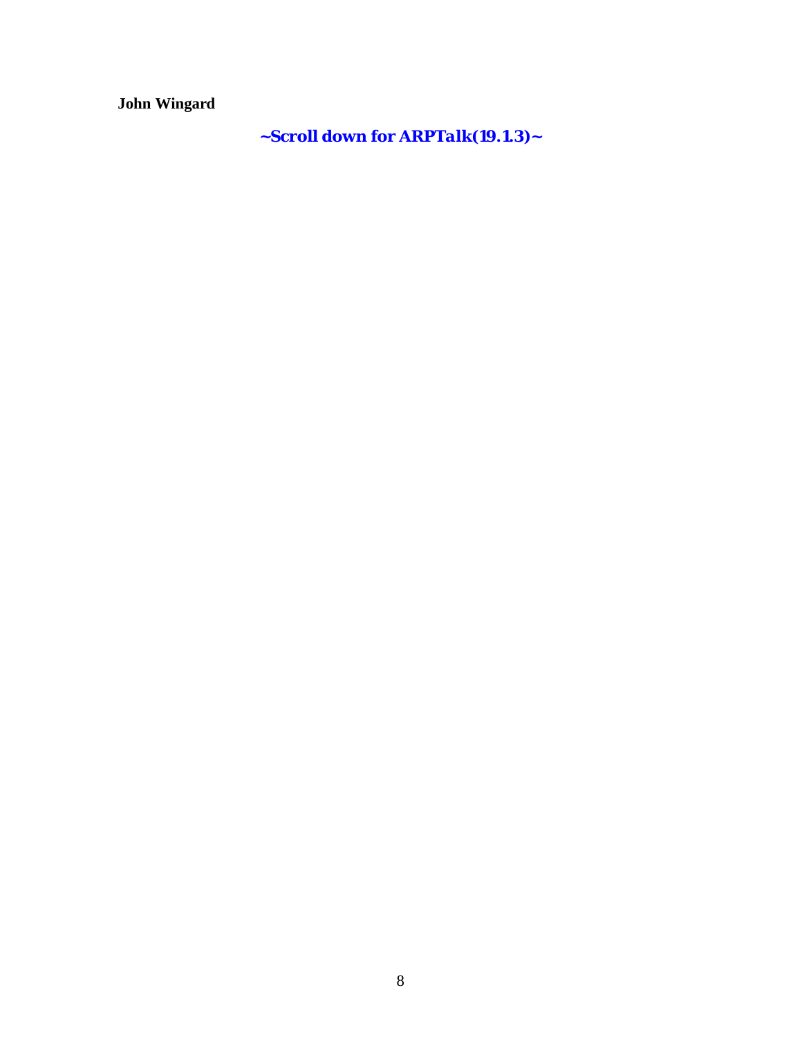**John Wingard**

***~Scroll down for ARPTalk(19.1.3)~***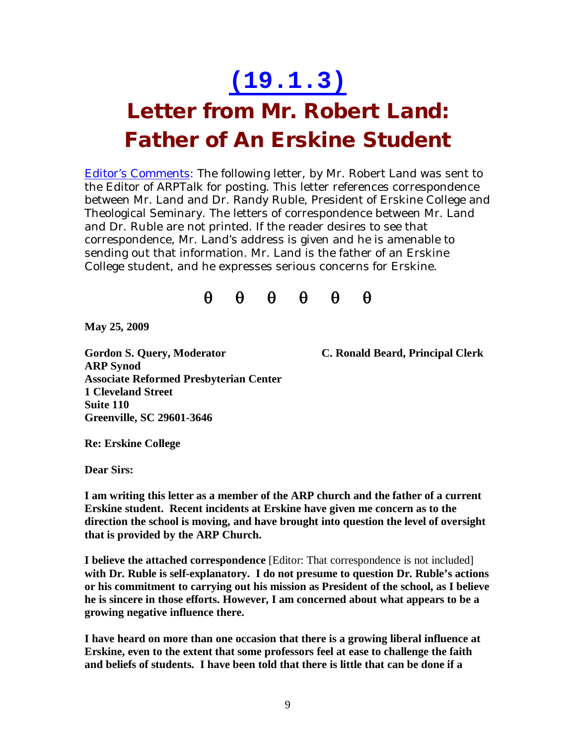# (19.1.3)

# Letter from Mr. Robert Land: Father of An Erskine Student

Editor's Comments: The following letter, by Mr. Robert Land was sent to the Editor of ARPTalk for posting. This letter references correspondence between Mr. Land and Dr. Randy Ruble, President of Erskine College and Theological Seminary. The letters of correspondence between Mr. Land and Dr. Ruble are not printed. If the reader desires to see that correspondence, Mr. Land's address is given and he is amenable to sending out that information. Mr. Land is the father of an Erskine College student, and he expresses serious concerns for Erskine.

θ θ θ θ θ θ

**May 25, 2009**

**Gordon S. Query, Moderator**
**ARP Synod**
**Associate Reformed Presbyterian Center**
**1 Cleveland Street**
**Suite 110**
**Greenville, SC 29601-3646**

**C. Ronald Beard, Principal Clerk**

**Re: Erskine College**

**Dear Sirs:**

**I am writing this letter as a member of the ARP church and the father of a current Erskine student. Recent incidents at Erskine have given me concern as to the direction the school is moving, and have brought into question the level of oversight that is provided by the ARP Church.**

**I believe the attached correspondence** [Editor: That correspondence is not included] **with Dr. Ruble is self-explanatory. I do not presume to question Dr. Ruble's actions or his commitment to carrying out his mission as President of the school, as I believe he is sincere in those efforts. However, I am concerned about what appears to be a growing negative influence there.**

**I have heard on more than one occasion that there is a growing liberal influence at Erskine, even to the extent that some professors feel at ease to challenge the faith and beliefs of students. I have been told that there is little that can be done if a**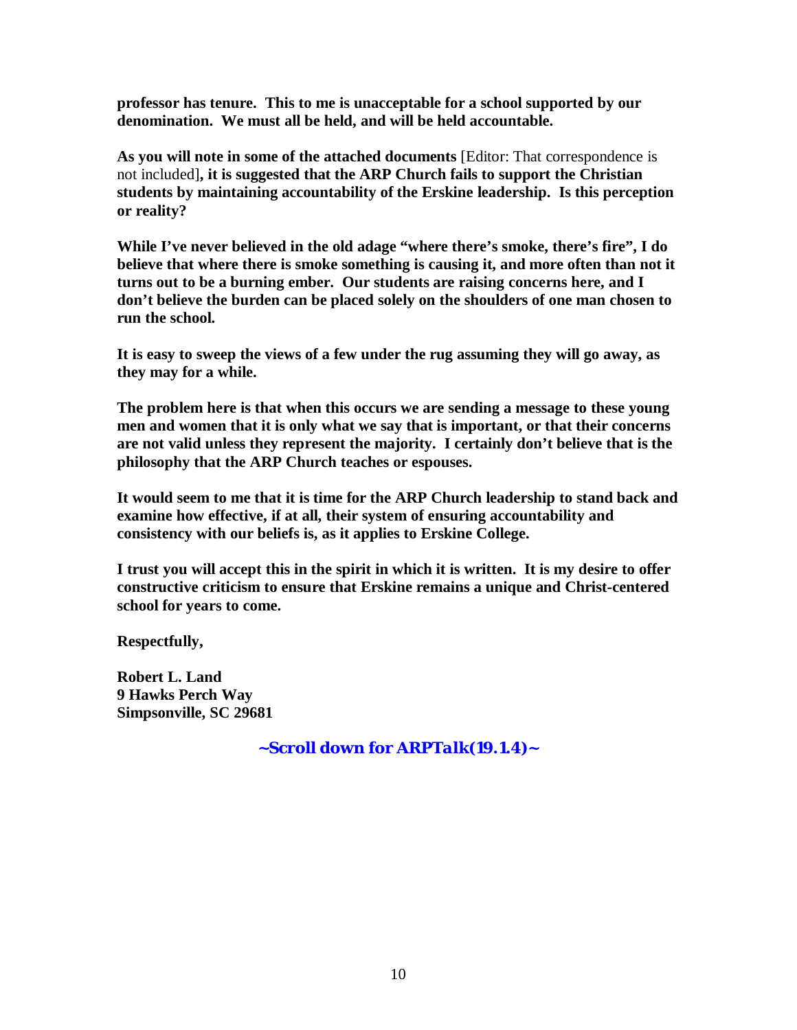**professor has tenure. This to me is unacceptable for a school supported by our denomination. We must all be held, and will be held accountable.**

**As you will note in some of the attached documents** [Editor: That correspondence is not included]**, it is suggested that the ARP Church fails to support the Christian students by maintaining accountability of the Erskine leadership. Is this perception or reality?**

**While I've never believed in the old adage "where there's smoke, there's fire", I do believe that where there is smoke something is causing it, and more often than not it turns out to be a burning ember. Our students are raising concerns here, and I don't believe the burden can be placed solely on the shoulders of one man chosen to run the school.**

**It is easy to sweep the views of a few under the rug assuming they will go away, as they may for a while.**

**The problem here is that when this occurs we are sending a message to these young men and women that it is only what we say that is important, or that their concerns are not valid unless they represent the majority. I certainly don't believe that is the philosophy that the ARP Church teaches or espouses.**

**It would seem to me that it is time for the ARP Church leadership to stand back and examine how effective, if at all, their system of ensuring accountability and consistency with our beliefs is, as it applies to Erskine College.**

**I trust you will accept this in the spirit in which it is written. It is my desire to offer constructive criticism to ensure that Erskine remains a unique and Christ-centered school for years to come.**

**Respectfully,**

**Robert L. Land**
**9 Hawks Perch Way**
**Simpsonville, SC 29681**

***~Scroll down for ARPTalk(19.1.4)~***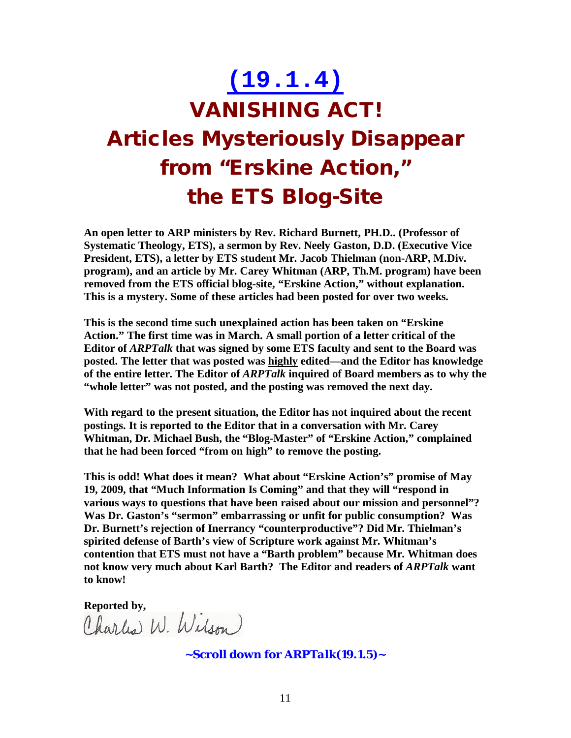# [(19.1.4)](#)

# VANISHING ACT! Articles Mysteriously Disappear from "Erskine Action," the ETS Blog-Site

**An open letter to ARP ministers by Rev. Richard Burnett, PH.D.. (Professor of Systematic Theology, ETS), a sermon by Rev. Neely Gaston, D.D. (Executive Vice President, ETS), a letter by ETS student Mr. Jacob Thielman (non-ARP, M.Div. program), and an article by Mr. Carey Whitman (ARP, Th.M. program) have been removed from the ETS official blog-site, "Erskine Action," without explanation. This is a mystery. Some of these articles had been posted for over two weeks.**

**This is the second time such unexplained action has been taken on "Erskine Action." The first time was in March. A small portion of a letter critical of the Editor of *ARPTalk* that was signed by some ETS faculty and sent to the Board was posted. The letter that was posted was highly edited—and the Editor has knowledge of the entire letter. The Editor of *ARPTalk* inquired of Board members as to why the "whole letter" was not posted, and the posting was removed the next day.**

**With regard to the present situation, the Editor has not inquired about the recent postings. It is reported to the Editor that in a conversation with Mr. Carey Whitman, Dr. Michael Bush, the "Blog-Master" of "Erskine Action," complained that he had been forced "from on high" to remove the posting.**

**This is odd! What does it mean? What about "Erskine Action's" promise of May 19, 2009, that "Much Information Is Coming" and that they will "respond in various ways to questions that have been raised about our mission and personnel"? Was Dr. Gaston's "sermon" embarrassing or unfit for public consumption? Was Dr. Burnett's rejection of Inerrancy "counterproductive"? Did Mr. Thielman's spirited defense of Barth's view of Scripture work against Mr. Whitman's contention that ETS must not have a "Barth problem" because Mr. Whitman does not know very much about Karl Barth? The Editor and readers of *ARPTalk* want to know!**

**Reported by,**

Charles W. Wilson

***~Scroll down for ARPTalk(19.1.5)~***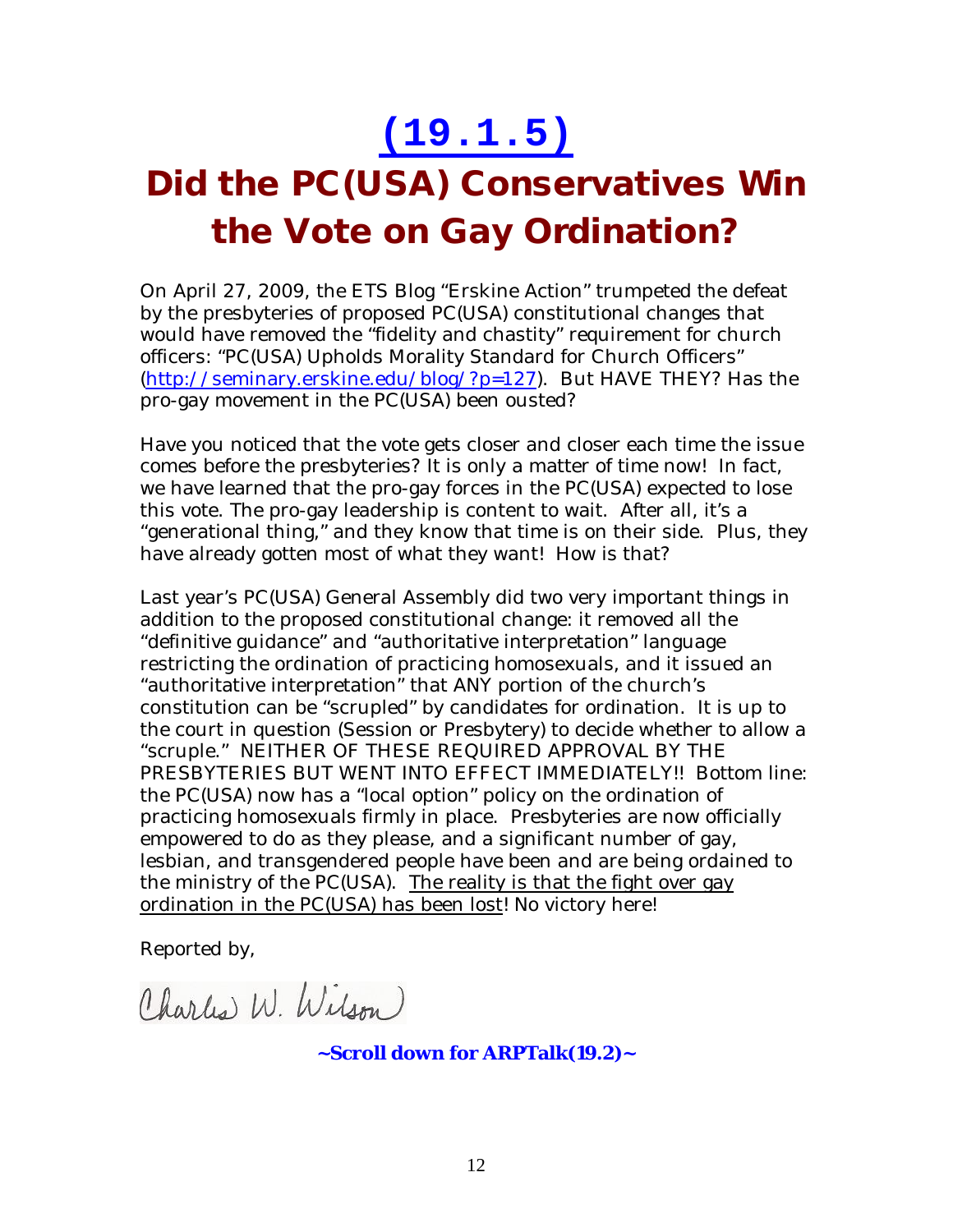# [(19.1.5)]

# Did the PC(USA) Conservatives Win the Vote on Gay Ordination?

On April 27, 2009, the ETS Blog "Erskine Action" trumpeted the defeat by the presbyteries of proposed PC(USA) constitutional changes that would have removed the "fidelity and chastity" requirement for church officers: "PC(USA) Upholds Morality Standard for Church Officers" (http://seminary.erskine.edu/blog/?p=127). But HAVE THEY? Has the pro-gay movement in the PC(USA) been ousted?

Have you noticed that the vote gets closer and closer each time the issue comes before the presbyteries? It is only a matter of time now! In fact, we have learned that the pro-gay forces in the PC(USA) expected to lose this vote. The pro-gay leadership is content to wait. After all, it's a "generational thing," and they know that time is on their side. Plus, they have already gotten most of what they want! How is that?

Last year's PC(USA) General Assembly did two very important things in addition to the proposed constitutional change: it removed all the "definitive guidance" and "authoritative interpretation" language restricting the ordination of practicing homosexuals, and it issued an "authoritative interpretation" that ANY portion of the church's constitution can be "scrupled" by candidates for ordination. It is up to the court in question (Session or Presbytery) to decide whether to allow a "scruple." NEITHER OF THESE REQUIRED APPROVAL BY THE PRESBYTERIES BUT WENT INTO EFFECT IMMEDIATELY!! Bottom line: the PC(USA) now has a "local option" policy on the ordination of practicing homosexuals firmly in place. Presbyteries are now officially empowered to do as they please, and a significant number of gay, lesbian, and transgendered people have been and are being ordained to the ministry of the PC(USA). <u>The reality is that the fight over gay ordination in the PC(USA) has been lost</u>! No victory here!

Reported by,

Charles W. Wilson

**~Scroll down for ARPTalk(19.2)~**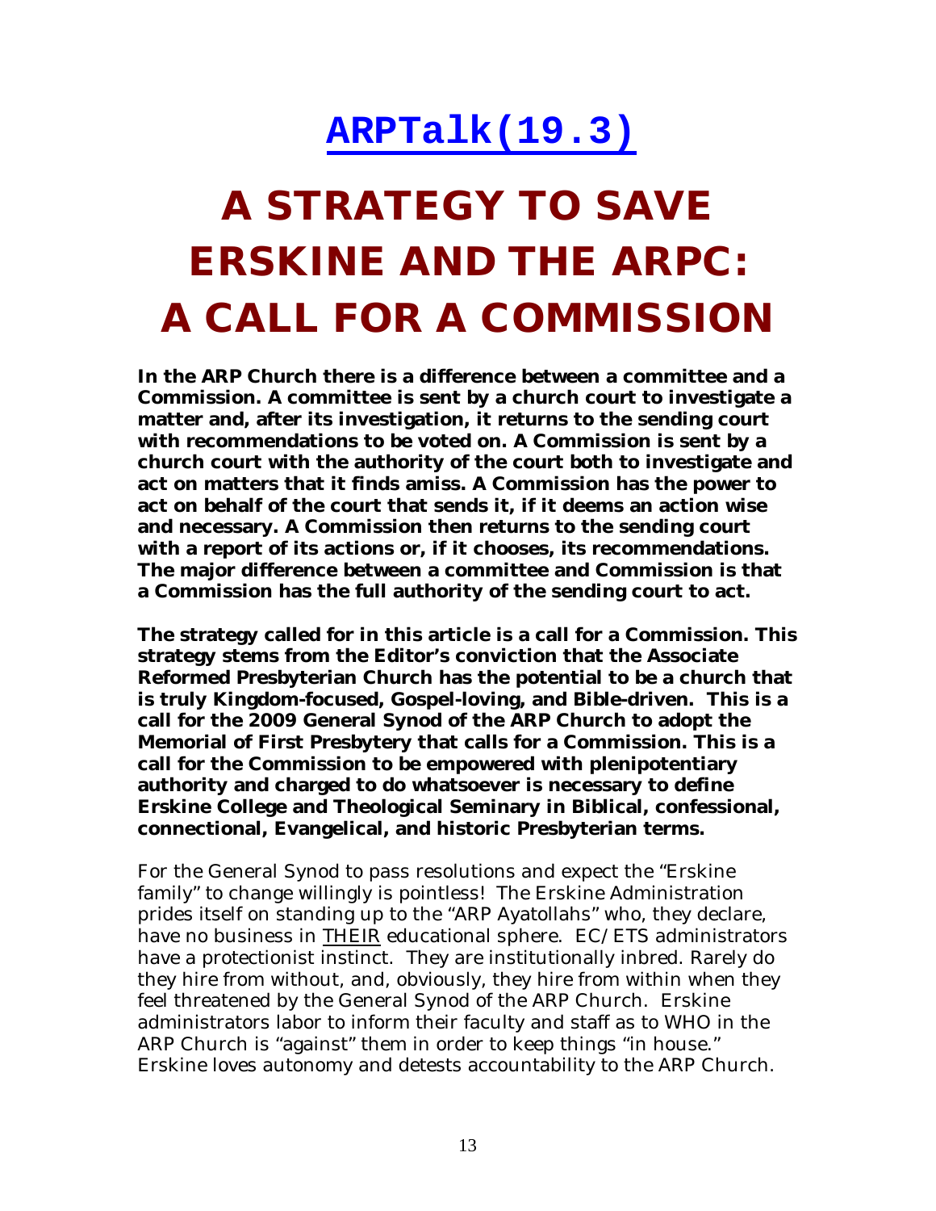# [ARPTalk(19.3)]

# A STRATEGY TO SAVE ERSKINE AND THE ARPC: A CALL FOR A COMMISSION

**In the ARP Church there is a difference between a committee and a Commission. A committee is sent by a church court to investigate a matter and, after its investigation, it returns to the sending court with recommendations to be voted on. A Commission is sent by a church court with the authority of the court both to investigate and act on matters that it finds amiss. A Commission has the power to act on behalf of the court that sends it, if it deems an action wise and necessary. A Commission then returns to the sending court with a report of its actions or, if it chooses, its recommendations. The major difference between a committee and Commission is that a Commission has the full authority of the sending court to act.**

**The strategy called for in this article is a call for a Commission. This strategy stems from the Editor's conviction that the Associate Reformed Presbyterian Church has the potential to be a church that is truly Kingdom-focused, Gospel-loving, and Bible-driven. This is a call for the 2009 General Synod of the ARP Church to adopt the Memorial of First Presbytery that calls for a Commission. This is a call for the Commission to be empowered with plenipotentiary authority and charged to do whatsoever is necessary to define Erskine College and Theological Seminary in Biblical, confessional, connectional, Evangelical, and historic Presbyterian terms.**

For the General Synod to pass resolutions and expect the "Erskine family" to change willingly is pointless! The Erskine Administration prides itself on standing up to the "ARP Ayatollahs" who, they declare, have no business in THEIR educational sphere. EC/ETS administrators have a protectionist instinct. They are institutionally inbred. Rarely do they hire from without, and, obviously, they hire from within when they feel threatened by the General Synod of the ARP Church. Erskine administrators labor to inform their faculty and staff as to WHO in the ARP Church is "against" them in order to keep things "in house." Erskine loves autonomy and detests accountability to the ARP Church.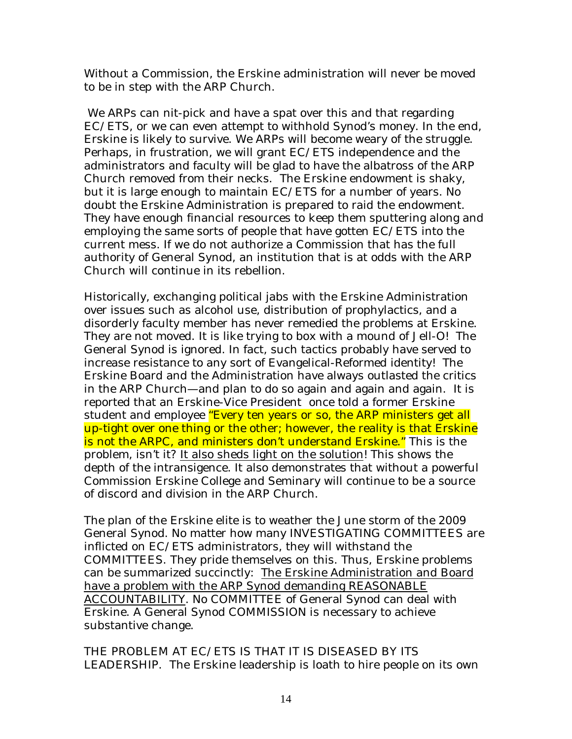Without a Commission, the Erskine administration will never be moved to be in step with the ARP Church.

We ARPs can nit-pick and have a spat over this and that regarding EC/ETS, or we can even attempt to withhold Synod's money. In the end, Erskine is likely to survive. We ARPs will become weary of the struggle. Perhaps, in frustration, we will grant EC/ETS independence and the administrators and faculty will be glad to have the albatross of the ARP Church removed from their necks. The Erskine endowment is shaky, but it is large enough to maintain EC/ETS for a number of years. No doubt the Erskine Administration is prepared to raid the endowment. They have enough financial resources to keep them sputtering along and employing the same sorts of people that have gotten EC/ETS into the current mess. If we do not authorize a Commission that has the full authority of General Synod, an institution that is at odds with the ARP Church will continue in its rebellion.

Historically, exchanging political jabs with the Erskine Administration over issues such as alcohol use, distribution of prophylactics, and a disorderly faculty member has never remedied the problems at Erskine. They are not moved. It is like trying to box with a mound of Jell-O! The General Synod is ignored. In fact, such tactics probably have served to increase resistance to any sort of Evangelical-Reformed identity! The Erskine Board and the Administration have always outlasted the critics in the ARP Church—and plan to do so again and again and again. It is reported that an Erskine-Vice President once told a former Erskine student and employee "Every ten years or so, the ARP ministers get all up-tight over one thing or the other; however, the reality is that Erskine is not the ARPC, and ministers don't understand Erskine." This is the problem, isn't it? <u>It also sheds light on the solution</u>! This shows the depth of the intransigence. It also demonstrates that without a powerful Commission Erskine College and Seminary will continue to be a source of discord and division in the ARP Church.

The plan of the Erskine elite is to weather the June storm of the 2009 General Synod. No matter how many INVESTIGATING COMMITTEES are inflicted on EC/ETS administrators, they will withstand the COMMITTEES. They pride themselves on this. Thus, Erskine problems can be summarized succinctly: <u>The Erskine Administration and Board have a problem with the ARP Synod demanding REASONABLE ACCOUNTABILITY</u>. No COMMITTEE of General Synod can deal with Erskine. A General Synod COMMISSION is necessary to achieve substantive change.

THE PROBLEM AT EC/ETS IS THAT IT IS DISEASED BY ITS LEADERSHIP. The Erskine leadership is loath to hire people on its own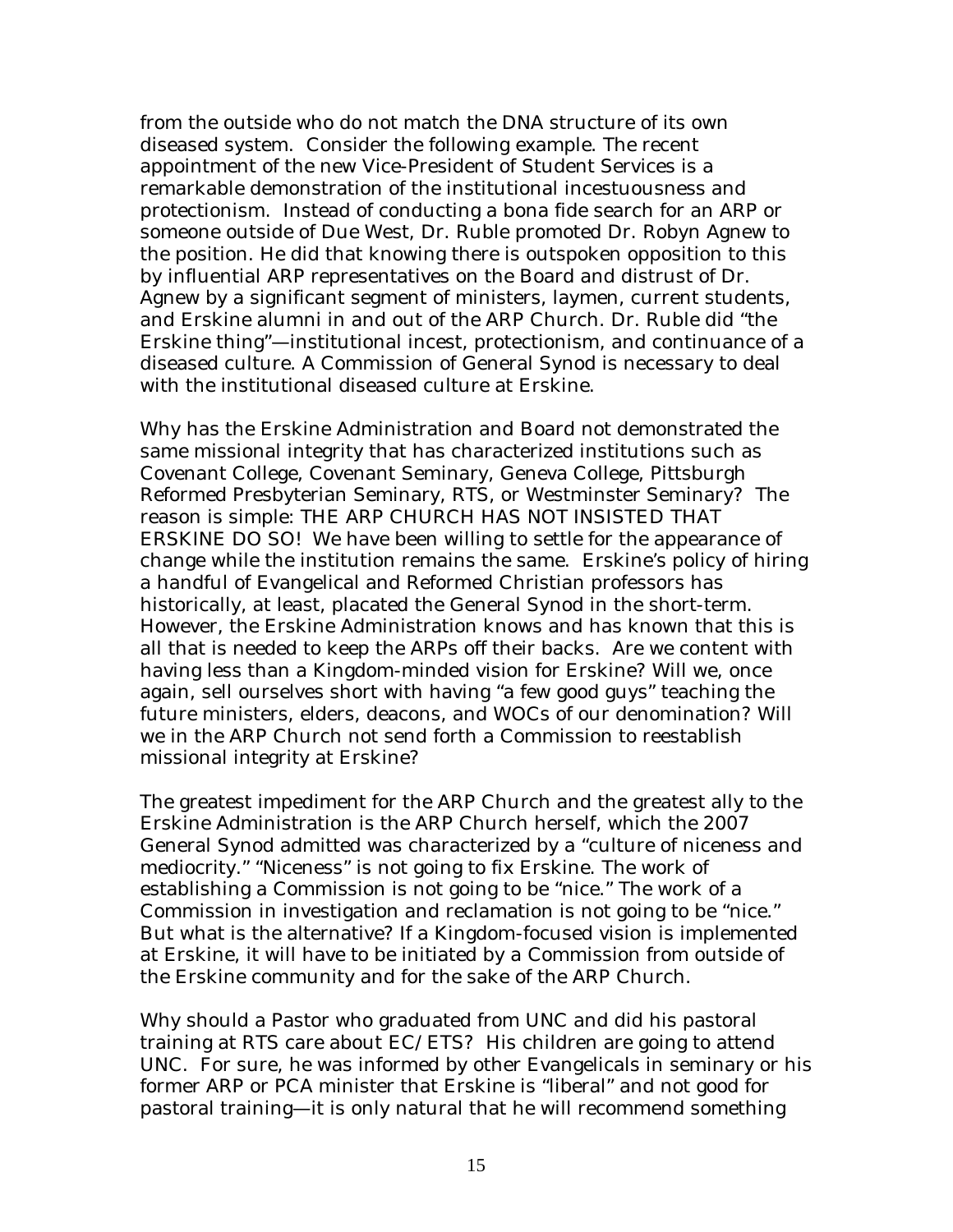from the outside who do not match the DNA structure of its own diseased system. Consider the following example. The recent appointment of the new Vice-President of Student Services is a remarkable demonstration of the institutional incestuousness and protectionism. Instead of conducting a bona fide search for an ARP or someone outside of Due West, Dr. Ruble promoted Dr. Robyn Agnew to the position. He did that knowing there is outspoken opposition to this by influential ARP representatives on the Board and distrust of Dr. Agnew by a significant segment of ministers, laymen, current students, and Erskine alumni in and out of the ARP Church. Dr. Ruble did "the Erskine thing"—institutional incest, protectionism, and continuance of a diseased culture. A Commission of General Synod is necessary to deal with the institutional diseased culture at Erskine.

Why has the Erskine Administration and Board not demonstrated the same missional integrity that has characterized institutions such as Covenant College, Covenant Seminary, Geneva College, Pittsburgh Reformed Presbyterian Seminary, RTS, or Westminster Seminary? The reason is simple: THE ARP CHURCH HAS NOT INSISTED THAT ERSKINE DO SO! We have been willing to settle for the appearance of change while the institution remains the same. Erskine's policy of hiring a handful of Evangelical and Reformed Christian professors has historically, at least, placated the General Synod in the short-term. However, the Erskine Administration knows and has known that this is all that is needed to keep the ARPs off their backs. Are we content with having less than a Kingdom-minded vision for Erskine? Will we, once again, sell ourselves short with having "a few good guys" teaching the future ministers, elders, deacons, and WOCs of our denomination? Will we in the ARP Church not send forth a Commission to reestablish missional integrity at Erskine?

The greatest impediment for the ARP Church and the greatest ally to the Erskine Administration is the ARP Church herself, which the 2007 General Synod admitted was characterized by a "culture of niceness and mediocrity." "Niceness" is not going to fix Erskine. The work of establishing a Commission is not going to be "nice." The work of a Commission in investigation and reclamation is not going to be "nice." But what is the alternative? If a Kingdom-focused vision is implemented at Erskine, it will have to be initiated by a Commission from outside of the Erskine community and for the sake of the ARP Church.

Why should a Pastor who graduated from UNC and did his pastoral training at RTS care about EC/ETS? His children are going to attend UNC. For sure, he was informed by other Evangelicals in seminary or his former ARP or PCA minister that Erskine is "liberal" and not good for pastoral training—it is only natural that he will recommend something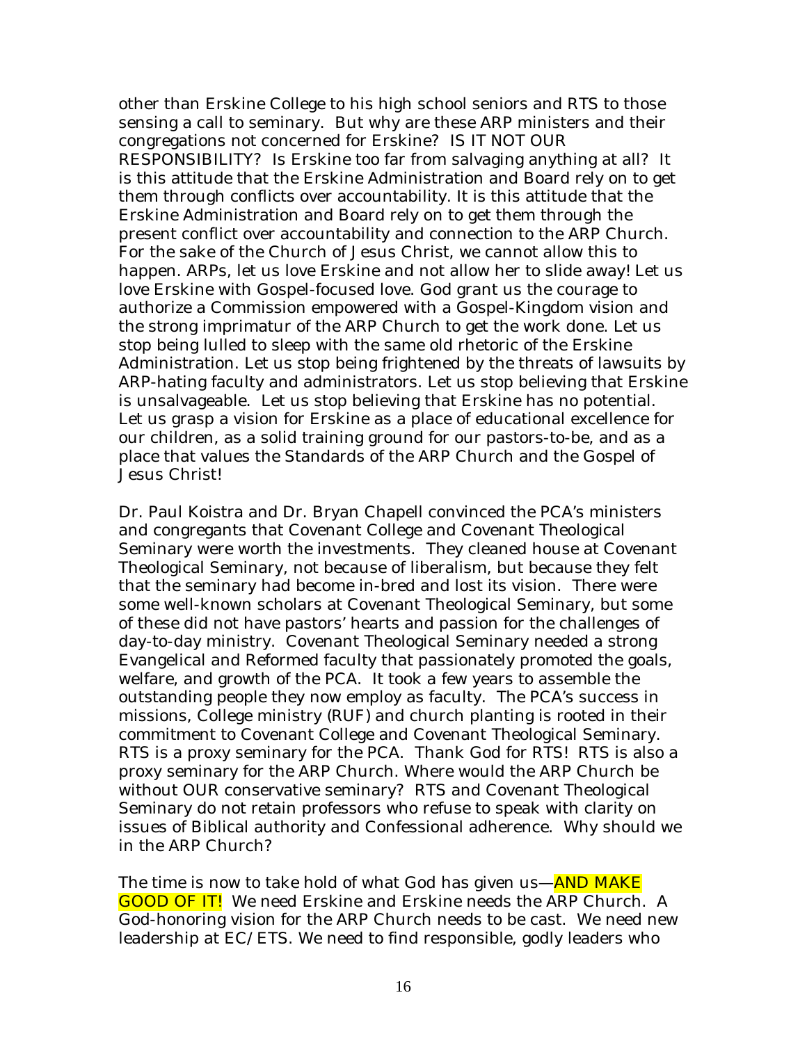other than Erskine College to his high school seniors and RTS to those sensing a call to seminary. But why are these ARP ministers and their congregations not concerned for Erskine? IS IT NOT OUR RESPONSIBILITY? Is Erskine too far from salvaging anything at all? It is this attitude that the Erskine Administration and Board rely on to get them through conflicts over accountability. It is this attitude that the Erskine Administration and Board rely on to get them through the present conflict over accountability and connection to the ARP Church. For the sake of the Church of Jesus Christ, we cannot allow this to happen. ARPs, let us love Erskine and not allow her to slide away! Let us love Erskine with Gospel-focused love. God grant us the courage to authorize a Commission empowered with a Gospel-Kingdom vision and the strong imprimatur of the ARP Church to get the work done. Let us stop being lulled to sleep with the same old rhetoric of the Erskine Administration. Let us stop being frightened by the threats of lawsuits by ARP-hating faculty and administrators. Let us stop believing that Erskine is unsalvageable. Let us stop believing that Erskine has no potential. Let us grasp a vision for Erskine as a place of educational excellence for our children, as a solid training ground for our pastors-to-be, and as a place that values the Standards of the ARP Church and the Gospel of Jesus Christ!

Dr. Paul Koistra and Dr. Bryan Chapell convinced the PCA's ministers and congregants that Covenant College and Covenant Theological Seminary were worth the investments. They cleaned house at Covenant Theological Seminary, not because of liberalism, but because they felt that the seminary had become in-bred and lost its vision. There were some well-known scholars at Covenant Theological Seminary, but some of these did not have pastors' hearts and passion for the challenges of day-to-day ministry. Covenant Theological Seminary needed a strong Evangelical and Reformed faculty that passionately promoted the goals, welfare, and growth of the PCA. It took a few years to assemble the outstanding people they now employ as faculty. The PCA's success in missions, College ministry (RUF) and church planting is rooted in their commitment to Covenant College and Covenant Theological Seminary. RTS is a proxy seminary for the PCA. Thank God for RTS! RTS is also a proxy seminary for the ARP Church. Where would the ARP Church be without OUR conservative seminary? RTS and Covenant Theological Seminary do not retain professors who refuse to speak with clarity on issues of Biblical authority and Confessional adherence. Why should we in the ARP Church?

The time is now to take hold of what God has given us—AND MAKE GOOD OF IT! We need Erskine and Erskine needs the ARP Church. A God-honoring vision for the ARP Church needs to be cast. We need new leadership at EC/ETS. We need to find responsible, godly leaders who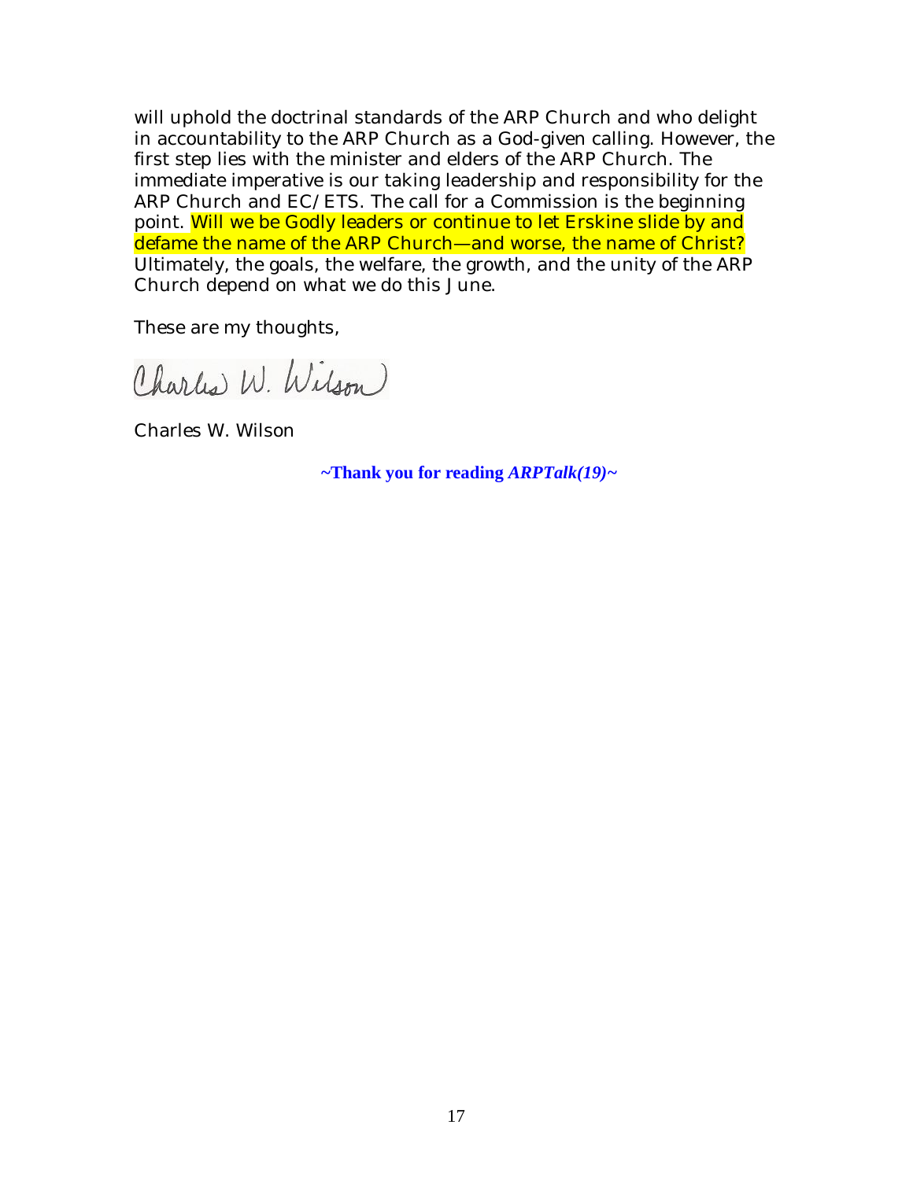will uphold the doctrinal standards of the ARP Church and who delight in accountability to the ARP Church as a God-given calling. However, the first step lies with the minister and elders of the ARP Church. The immediate imperative is our taking leadership and responsibility for the ARP Church and EC/ETS. The call for a Commission is the beginning point. Will we be Godly leaders or continue to let Erskine slide by and defame the name of the ARP Church—and worse, the name of Christ? Ultimately, the goals, the welfare, the growth, and the unity of the ARP Church depend on what we do this June.

These are my thoughts,

Charles W. Wilson

Charles W. Wilson

**~Thank you for reading *ARPTalk(19)*~**